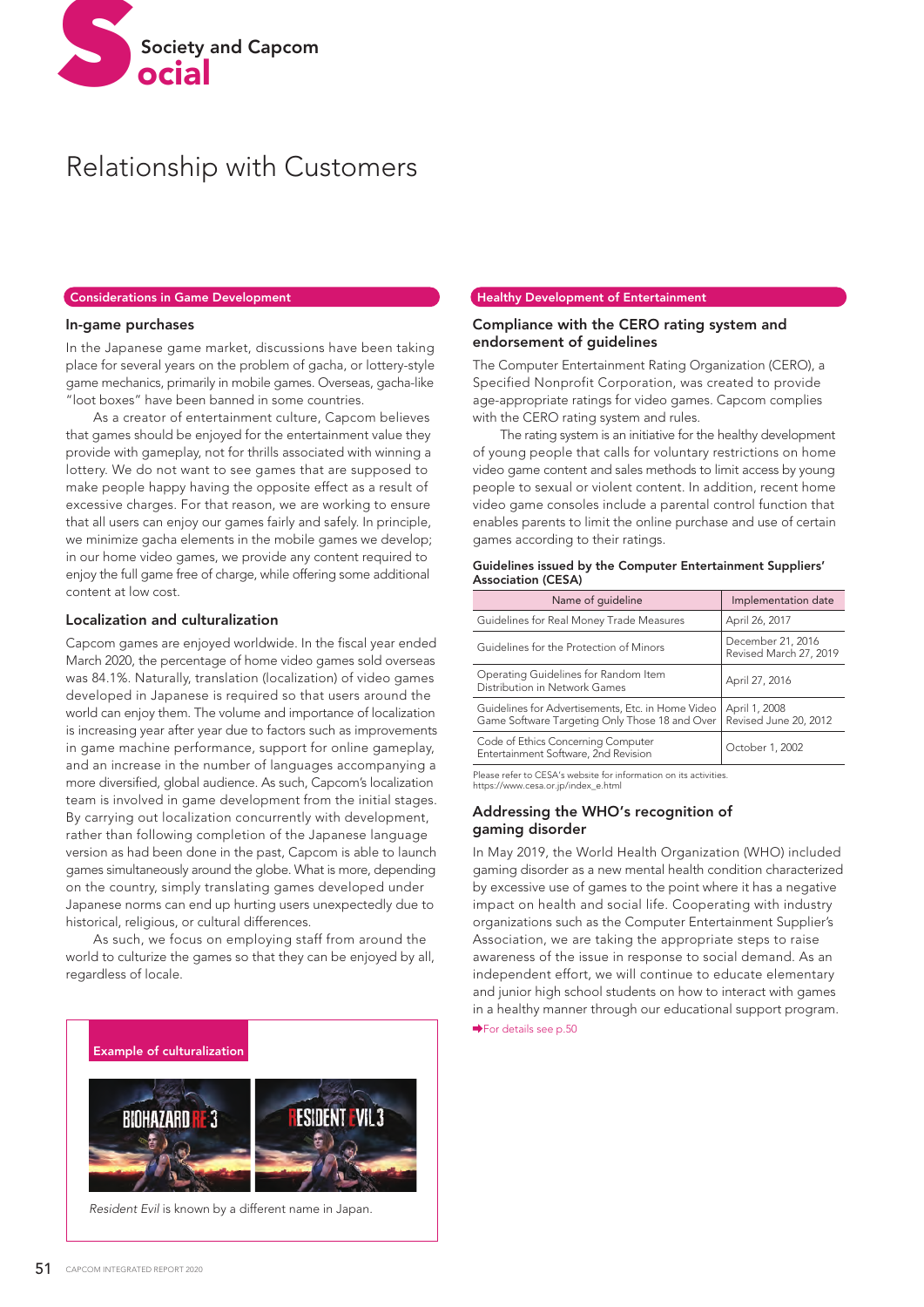# Social
## Society and Capcom

# Relationship with Customers

## Considerations in Game Development

### In-game purchases

In the Japanese game market, discussions have been taking place for several years on the problem of gacha, or lottery-style game mechanics, primarily in mobile games. Overseas, gacha-like "loot boxes" have been banned in some countries.

As a creator of entertainment culture, Capcom believes that games should be enjoyed for the entertainment value they provide with gameplay, not for thrills associated with winning a lottery. We do not want to see games that are supposed to make people happy having the opposite effect as a result of excessive charges. For that reason, we are working to ensure that all users can enjoy our games fairly and safely. In principle, we minimize gacha elements in the mobile games we develop; in our home video games, we provide any content required to enjoy the full game free of charge, while offering some additional content at low cost.

### Localization and culturalization

Capcom games are enjoyed worldwide. In the fiscal year ended March 2020, the percentage of home video games sold overseas was 84.1%. Naturally, translation (localization) of video games developed in Japanese is required so that users around the world can enjoy them. The volume and importance of localization is increasing year after year due to factors such as improvements in game machine performance, support for online gameplay, and an increase in the number of languages accompanying a more diversified, global audience. As such, Capcom's localization team is involved in game development from the initial stages. By carrying out localization concurrently with development, rather than following completion of the Japanese language version as had been done in the past, Capcom is able to launch games simultaneously around the globe. What is more, depending on the country, simply translating games developed under Japanese norms can end up hurting users unexpectedly due to historical, religious, or cultural differences.

As such, we focus on employing staff from around the world to culturize the games so that they can be enjoyed by all, regardless of locale.

**Example of culturalization**

*Resident Evil* is known by a different name in Japan.

## Healthy Development of Entertainment

### Compliance with the CERO rating system and endorsement of guidelines

The Computer Entertainment Rating Organization (CERO), a Specified Nonprofit Corporation, was created to provide age-appropriate ratings for video games. Capcom complies with the CERO rating system and rules.

The rating system is an initiative for the healthy development of young people that calls for voluntary restrictions on home video game content and sales methods to limit access by young people to sexual or violent content. In addition, recent home video game consoles include a parental control function that enables parents to limit the online purchase and use of certain games according to their ratings.

**Guidelines issued by the Computer Entertainment Suppliers' Association (CESA)**

| Name of guideline | Implementation date |
|---|---|
| Guidelines for Real Money Trade Measures | April 26, 2017 |
| Guidelines for the Protection of Minors | December 21, 2016<br>Revised March 27, 2019 |
| Operating Guidelines for Random Item Distribution in Network Games | April 27, 2016 |
| Guidelines for Advertisements, Etc. in Home Video Game Software Targeting Only Those 18 and Over | April 1, 2008<br>Revised June 20, 2012 |
| Code of Ethics Concerning Computer Entertainment Software, 2nd Revision | October 1, 2002 |

Please refer to CESA's website for information on its activities.
https://www.cesa.or.jp/index_e.html

### Addressing the WHO's recognition of gaming disorder

In May 2019, the World Health Organization (WHO) included gaming disorder as a new mental health condition characterized by excessive use of games to the point where it has a negative impact on health and social life. Cooperating with industry organizations such as the Computer Entertainment Supplier's Association, we are taking the appropriate steps to raise awareness of the issue in response to social demand. As an independent effort, we will continue to educate elementary and junior high school students on how to interact with games in a healthy manner through our educational support program.

➡For details see p.50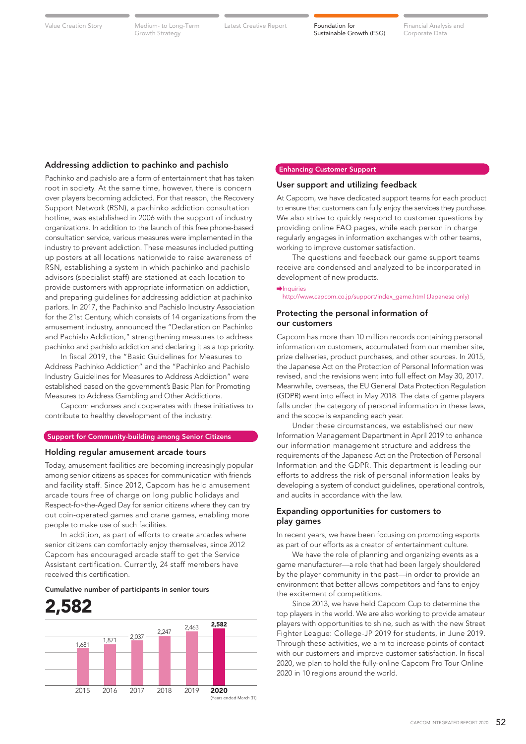## Addressing addiction to pachinko and pachislo

Pachinko and pachislo are a form of entertainment that has taken root in society. At the same time, however, there is concern over players becoming addicted. For that reason, the Recovery Support Network (RSN), a pachinko addiction consultation hotline, was established in 2006 with the support of industry organizations. In addition to the launch of this free phone-based consultation service, various measures were implemented in the industry to prevent addiction. These measures included putting up posters at all locations nationwide to raise awareness of RSN, establishing a system in which pachinko and pachislo advisors (specialist staff) are stationed at each location to provide customers with appropriate information on addiction, and preparing guidelines for addressing addiction at pachinko parlors. In 2017, the Pachinko and Pachislo Industry Association for the 21st Century, which consists of 14 organizations from the amusement industry, announced the "Declaration on Pachinko and Pachislo Addiction," strengthening measures to address pachinko and pachislo addiction and declaring it as a top priority.

In fiscal 2019, the "Basic Guidelines for Measures to Address Pachinko Addiction" and the "Pachinko and Pachislo Industry Guidelines for Measures to Address Addiction" were established based on the government's Basic Plan for Promoting Measures to Address Gambling and Other Addictions.

Capcom endorses and cooperates with these initiatives to contribute to healthy development of the industry.

### Support for Community-building among Senior Citizens

## Holding regular amusement arcade tours

Today, amusement facilities are becoming increasingly popular among senior citizens as spaces for communication with friends and facility staff. Since 2012, Capcom has held amusement arcade tours free of charge on long public holidays and Respect-for-the-Aged Day for senior citizens where they can try out coin-operated games and crane games, enabling more people to make use of such facilities.

In addition, as part of efforts to create arcades where senior citizens can comfortably enjoy themselves, since 2012 Capcom has encouraged arcade staff to get the Service Assistant certification. Currently, 24 staff members have received this certification.

**Cumulative number of participants in senior tours**

**2,582**

1,681
1,871
2,037
2,247
2,463
2,582

2015 2016 2017 2018 2019 2020

(Years ended March 31)

### Enhancing Customer Support

## User support and utilizing feedback

At Capcom, we have dedicated support teams for each product to ensure that customers can fully enjoy the services they purchase. We also strive to quickly respond to customer questions by providing online FAQ pages, while each person in charge regularly engages in information exchanges with other teams, working to improve customer satisfaction.

The questions and feedback our game support teams receive are condensed and analyzed to be incorporated in development of new products.

➡Inquiries
http://www.capcom.co.jp/support/index_game.html (Japanese only)

## Protecting the personal information of our customers

Capcom has more than 10 million records containing personal information on customers, accumulated from our member site, prize deliveries, product purchases, and other sources. In 2015, the Japanese Act on the Protection of Personal Information was revised, and the revisions went into full effect on May 30, 2017. Meanwhile, overseas, the EU General Data Protection Regulation (GDPR) went into effect in May 2018. The data of game players falls under the category of personal information in these laws, and the scope is expanding each year.

Under these circumstances, we established our new Information Management Department in April 2019 to enhance our information management structure and address the requirements of the Japanese Act on the Protection of Personal Information and the GDPR. This department is leading our efforts to address the risk of personal information leaks by developing a system of conduct guidelines, operational controls, and audits in accordance with the law.

## Expanding opportunities for customers to play games

In recent years, we have been focusing on promoting esports as part of our efforts as a creator of entertainment culture.

We have the role of planning and organizing events as a game manufacturer—a role that had been largely shouldered by the player community in the past—in order to provide an environment that better allows competitors and fans to enjoy the excitement of competitions.

Since 2013, we have held Capcom Cup to determine the top players in the world. We are also working to provide amateur players with opportunities to shine, such as with the new Street Fighter League: College-JP 2019 for students, in June 2019. Through these activities, we aim to increase points of contact with our customers and improve customer satisfaction. In fiscal 2020, we plan to hold the fully-online Capcom Pro Tour Online 2020 in 10 regions around the world.